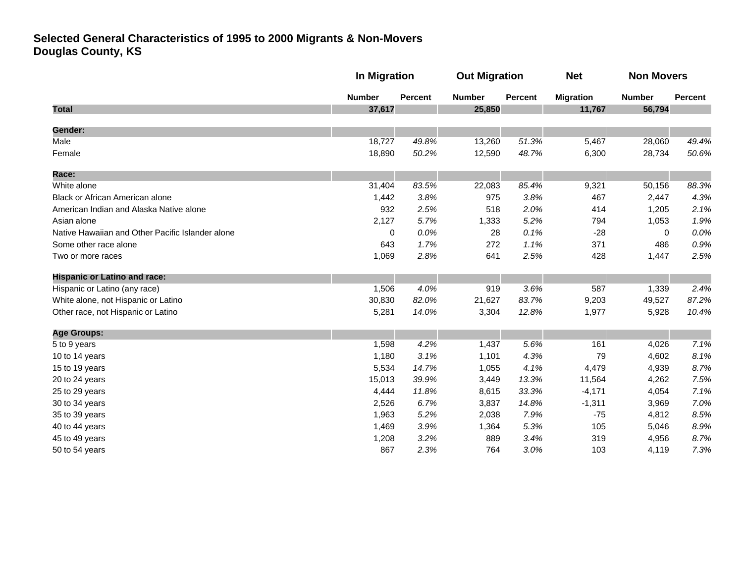**Selected General Characteristics of 1995 to 2000 Migrants & Non-Movers**
**Douglas County, KS**

| | In Migration | | Out Migration | | Net | Non Movers | |
|---|---|---|---|---|---|---|---|
| | Number | Percent | Number | Percent | Migration | Number | Percent |
| **Total** | **37,617** | | **25,850** | | **11,767** | **56,794** | |
| **Gender:** | | | | | | | |
| Male | 18,727 | *49.8%* | 13,260 | *51.3%* | 5,467 | 28,060 | *49.4%* |
| Female | 18,890 | *50.2%* | 12,590 | *48.7%* | 6,300 | 28,734 | *50.6%* |
| **Race:** | | | | | | | |
| White alone | 31,404 | *83.5%* | 22,083 | *85.4%* | 9,321 | 50,156 | *88.3%* |
| Black or African American alone | 1,442 | *3.8%* | 975 | *3.8%* | 467 | 2,447 | *4.3%* |
| American Indian and Alaska Native alone | 932 | *2.5%* | 518 | *2.0%* | 414 | 1,205 | *2.1%* |
| Asian alone | 2,127 | *5.7%* | 1,333 | *5.2%* | 794 | 1,053 | *1.9%* |
| Native Hawaiian and Other Pacific Islander alone | 0 | *0.0%* | 28 | *0.1%* | -28 | 0 | *0.0%* |
| Some other race alone | 643 | *1.7%* | 272 | *1.1%* | 371 | 486 | *0.9%* |
| Two or more races | 1,069 | *2.8%* | 641 | *2.5%* | 428 | 1,447 | *2.5%* |
| **Hispanic or Latino and race:** | | | | | | | |
| Hispanic or Latino (any race) | 1,506 | *4.0%* | 919 | *3.6%* | 587 | 1,339 | *2.4%* |
| White alone, not Hispanic or Latino | 30,830 | *82.0%* | 21,627 | *83.7%* | 9,203 | 49,527 | *87.2%* |
| Other race, not Hispanic or Latino | 5,281 | *14.0%* | 3,304 | *12.8%* | 1,977 | 5,928 | *10.4%* |
| **Age Groups:** | | | | | | | |
| 5 to 9 years | 1,598 | *4.2%* | 1,437 | *5.6%* | 161 | 4,026 | *7.1%* |
| 10 to 14 years | 1,180 | *3.1%* | 1,101 | *4.3%* | 79 | 4,602 | *8.1%* |
| 15 to 19 years | 5,534 | *14.7%* | 1,055 | *4.1%* | 4,479 | 4,939 | *8.7%* |
| 20 to 24 years | 15,013 | *39.9%* | 3,449 | *13.3%* | 11,564 | 4,262 | *7.5%* |
| 25 to 29 years | 4,444 | *11.8%* | 8,615 | *33.3%* | -4,171 | 4,054 | *7.1%* |
| 30 to 34 years | 2,526 | *6.7%* | 3,837 | *14.8%* | -1,311 | 3,969 | *7.0%* |
| 35 to 39 years | 1,963 | *5.2%* | 2,038 | *7.9%* | -75 | 4,812 | *8.5%* |
| 40 to 44 years | 1,469 | *3.9%* | 1,364 | *5.3%* | 105 | 5,046 | *8.9%* |
| 45 to 49 years | 1,208 | *3.2%* | 889 | *3.4%* | 319 | 4,956 | *8.7%* |
| 50 to 54 years | 867 | *2.3%* | 764 | *3.0%* | 103 | 4,119 | *7.3%* |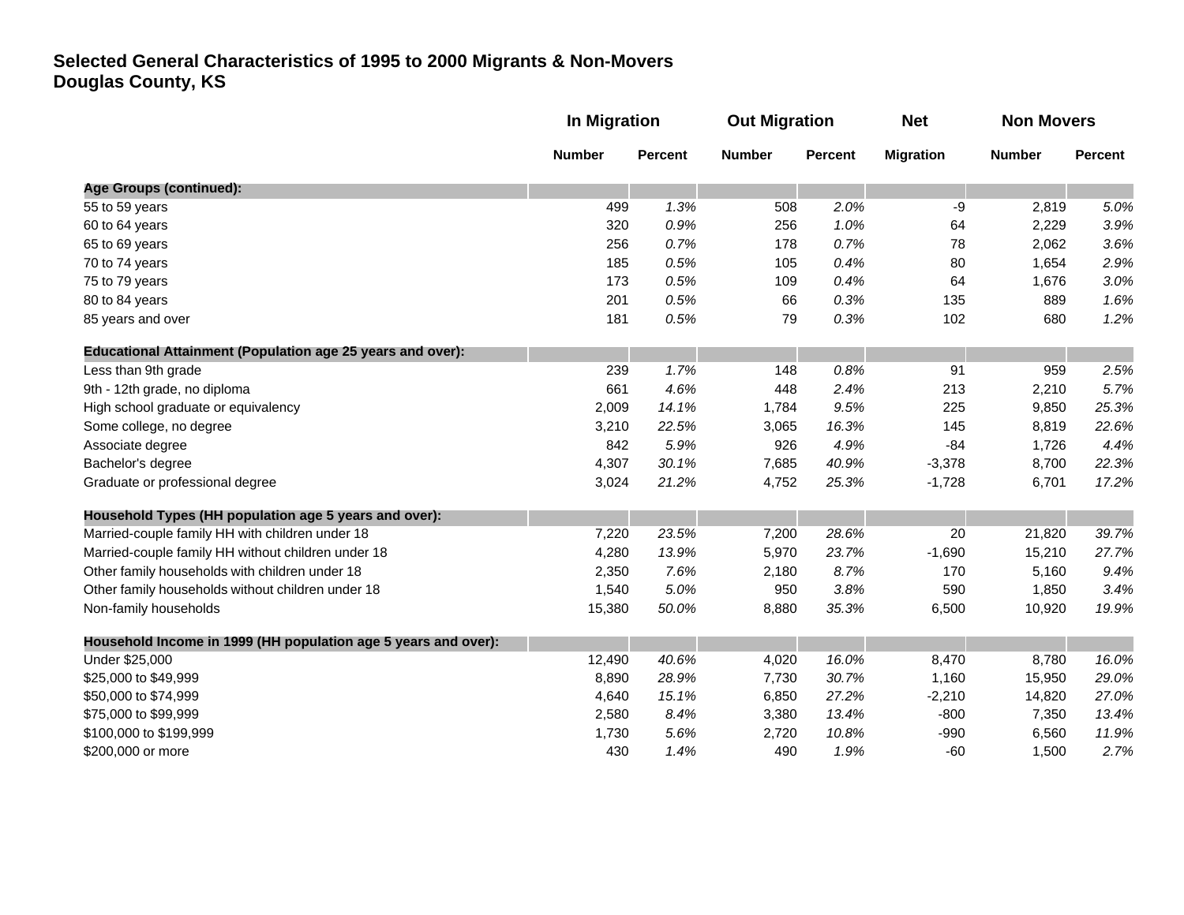**Selected General Characteristics of 1995 to 2000 Migrants & Non-Movers**
**Douglas County, KS**

| | In Migration | | Out Migration | | Net | Non Movers | |
|---|---|---|---|---|---|---|---|
| | Number | Percent | Number | Percent | Migration | Number | Percent |
| **Age Groups (continued):** | | | | | | | |
| 55 to 59 years | 499 | *1.3%* | 508 | *2.0%* | -9 | 2,819 | *5.0%* |
| 60 to 64 years | 320 | *0.9%* | 256 | *1.0%* | 64 | 2,229 | *3.9%* |
| 65 to 69 years | 256 | *0.7%* | 178 | *0.7%* | 78 | 2,062 | *3.6%* |
| 70 to 74 years | 185 | *0.5%* | 105 | *0.4%* | 80 | 1,654 | *2.9%* |
| 75 to 79 years | 173 | *0.5%* | 109 | *0.4%* | 64 | 1,676 | *3.0%* |
| 80 to 84 years | 201 | *0.5%* | 66 | *0.3%* | 135 | 889 | *1.6%* |
| 85 years and over | 181 | *0.5%* | 79 | *0.3%* | 102 | 680 | *1.2%* |
| **Educational Attainment (Population age 25 years and over):** | | | | | | | |
| Less than 9th grade | 239 | *1.7%* | 148 | *0.8%* | 91 | 959 | *2.5%* |
| 9th - 12th grade, no diploma | 661 | *4.6%* | 448 | *2.4%* | 213 | 2,210 | *5.7%* |
| High school graduate or equivalency | 2,009 | *14.1%* | 1,784 | *9.5%* | 225 | 9,850 | *25.3%* |
| Some college, no degree | 3,210 | *22.5%* | 3,065 | *16.3%* | 145 | 8,819 | *22.6%* |
| Associate degree | 842 | *5.9%* | 926 | *4.9%* | -84 | 1,726 | *4.4%* |
| Bachelor's degree | 4,307 | *30.1%* | 7,685 | *40.9%* | -3,378 | 8,700 | *22.3%* |
| Graduate or professional degree | 3,024 | *21.2%* | 4,752 | *25.3%* | -1,728 | 6,701 | *17.2%* |
| **Household Types (HH population age 5 years and over):** | | | | | | | |
| Married-couple family HH with children under 18 | 7,220 | *23.5%* | 7,200 | *28.6%* | 20 | 21,820 | *39.7%* |
| Married-couple family HH without children under 18 | 4,280 | *13.9%* | 5,970 | *23.7%* | -1,690 | 15,210 | *27.7%* |
| Other family households with children under 18 | 2,350 | *7.6%* | 2,180 | *8.7%* | 170 | 5,160 | *9.4%* |
| Other family households without children under 18 | 1,540 | *5.0%* | 950 | *3.8%* | 590 | 1,850 | *3.4%* |
| Non-family households | 15,380 | *50.0%* | 8,880 | *35.3%* | 6,500 | 10,920 | *19.9%* |
| **Household Income in 1999 (HH population age 5 years and over):** | | | | | | | |
| Under $25,000 | 12,490 | *40.6%* | 4,020 | *16.0%* | 8,470 | 8,780 | *16.0%* |
| $25,000 to $49,999 | 8,890 | *28.9%* | 7,730 | *30.7%* | 1,160 | 15,950 | *29.0%* |
| $50,000 to $74,999 | 4,640 | *15.1%* | 6,850 | *27.2%* | -2,210 | 14,820 | *27.0%* |
| $75,000 to $99,999 | 2,580 | *8.4%* | 3,380 | *13.4%* | -800 | 7,350 | *13.4%* |
| $100,000 to $199,999 | 1,730 | *5.6%* | 2,720 | *10.8%* | -990 | 6,560 | *11.9%* |
| $200,000 or more | 430 | *1.4%* | 490 | *1.9%* | -60 | 1,500 | *2.7%* |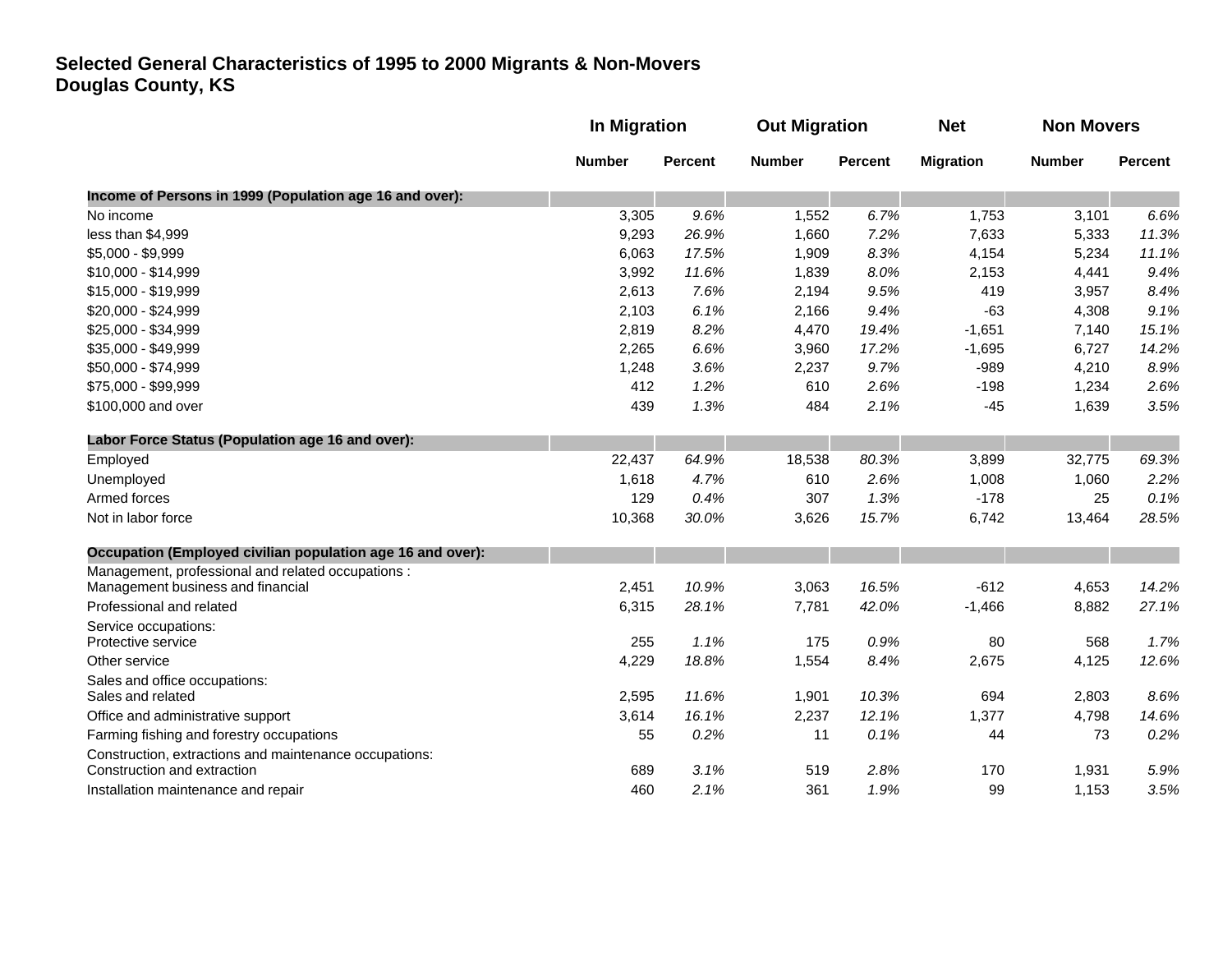**Selected General Characteristics of 1995 to 2000 Migrants & Non-Movers**
**Douglas County, KS**

| | In Migration | | Out Migration | | Net | Non Movers | |
|---|---|---|---|---|---|---|---|
| | Number | Percent | Number | Percent | Migration | Number | Percent |
| **Income of Persons in 1999 (Population age 16 and over):** | | | | | | | |
| No income | 3,305 | *9.6%* | 1,552 | *6.7%* | 1,753 | 3,101 | *6.6%* |
| less than $4,999 | 9,293 | *26.9%* | 1,660 | *7.2%* | 7,633 | 5,333 | *11.3%* |
| $5,000 - $9,999 | 6,063 | *17.5%* | 1,909 | *8.3%* | 4,154 | 5,234 | *11.1%* |
| $10,000 - $14,999 | 3,992 | *11.6%* | 1,839 | *8.0%* | 2,153 | 4,441 | *9.4%* |
| $15,000 - $19,999 | 2,613 | *7.6%* | 2,194 | *9.5%* | 419 | 3,957 | *8.4%* |
| $20,000 - $24,999 | 2,103 | *6.1%* | 2,166 | *9.4%* | -63 | 4,308 | *9.1%* |
| $25,000 - $34,999 | 2,819 | *8.2%* | 4,470 | *19.4%* | -1,651 | 7,140 | *15.1%* |
| $35,000 - $49,999 | 2,265 | *6.6%* | 3,960 | *17.2%* | -1,695 | 6,727 | *14.2%* |
| $50,000 - $74,999 | 1,248 | *3.6%* | 2,237 | *9.7%* | -989 | 4,210 | *8.9%* |
| $75,000 - $99,999 | 412 | *1.2%* | 610 | *2.6%* | -198 | 1,234 | *2.6%* |
| $100,000 and over | 439 | *1.3%* | 484 | *2.1%* | -45 | 1,639 | *3.5%* |
| **Labor Force Status (Population age 16 and over):** | | | | | | | |
| Employed | 22,437 | *64.9%* | 18,538 | *80.3%* | 3,899 | 32,775 | *69.3%* |
| Unemployed | 1,618 | *4.7%* | 610 | *2.6%* | 1,008 | 1,060 | *2.2%* |
| Armed forces | 129 | *0.4%* | 307 | *1.3%* | -178 | 25 | *0.1%* |
| Not in labor force | 10,368 | *30.0%* | 3,626 | *15.7%* | 6,742 | 13,464 | *28.5%* |
| **Occupation (Employed civilian population age 16 and over):** | | | | | | | |
| Management, professional and related occupations : Management business and financial | 2,451 | *10.9%* | 3,063 | *16.5%* | -612 | 4,653 | *14.2%* |
| Professional and related | 6,315 | *28.1%* | 7,781 | *42.0%* | -1,466 | 8,882 | *27.1%* |
| Service occupations: Protective service | 255 | *1.1%* | 175 | *0.9%* | 80 | 568 | *1.7%* |
| Other service | 4,229 | *18.8%* | 1,554 | *8.4%* | 2,675 | 4,125 | *12.6%* |
| Sales and office occupations: Sales and related | 2,595 | *11.6%* | 1,901 | *10.3%* | 694 | 2,803 | *8.6%* |
| Office and administrative support | 3,614 | *16.1%* | 2,237 | *12.1%* | 1,377 | 4,798 | *14.6%* |
| Farming fishing and forestry occupations | 55 | *0.2%* | 11 | *0.1%* | 44 | 73 | *0.2%* |
| Construction, extractions and maintenance occupations: Construction and extraction | 689 | *3.1%* | 519 | *2.8%* | 170 | 1,931 | *5.9%* |
| Installation maintenance and repair | 460 | *2.1%* | 361 | *1.9%* | 99 | 1,153 | *3.5%* |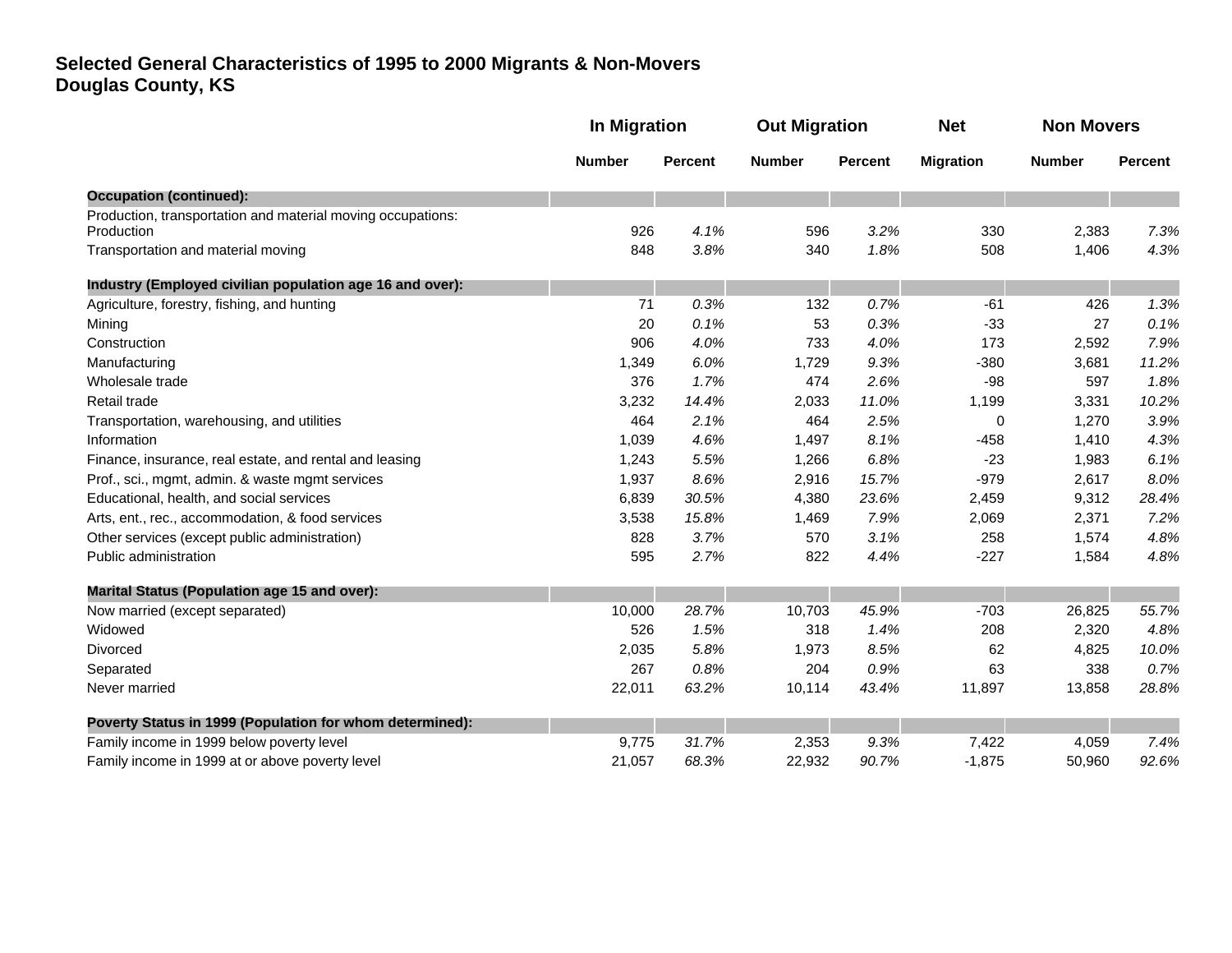## Selected General Characteristics of 1995 to 2000 Migrants & Non-Movers
## Douglas County, KS

| | In Migration | | Out Migration | | Net | Non Movers | |
|---|---|---|---|---|---|---|---|
| | Number | Percent | Number | Percent | Migration | Number | Percent |
| **Occupation (continued):** | | | | | | | |
| Production, transportation and material moving occupations: | | | | | | | |
| Production | 926 | *4.1%* | 596 | *3.2%* | 330 | 2,383 | *7.3%* |
| Transportation and material moving | 848 | *3.8%* | 340 | *1.8%* | 508 | 1,406 | *4.3%* |
| **Industry (Employed civilian population age 16 and over):** | | | | | | | |
| Agriculture, forestry, fishing, and hunting | 71 | *0.3%* | 132 | *0.7%* | -61 | 426 | *1.3%* |
| Mining | 20 | *0.1%* | 53 | *0.3%* | -33 | 27 | *0.1%* |
| Construction | 906 | *4.0%* | 733 | *4.0%* | 173 | 2,592 | *7.9%* |
| Manufacturing | 1,349 | *6.0%* | 1,729 | *9.3%* | -380 | 3,681 | *11.2%* |
| Wholesale trade | 376 | *1.7%* | 474 | *2.6%* | -98 | 597 | *1.8%* |
| Retail trade | 3,232 | *14.4%* | 2,033 | *11.0%* | 1,199 | 3,331 | *10.2%* |
| Transportation, warehousing, and utilities | 464 | *2.1%* | 464 | *2.5%* | 0 | 1,270 | *3.9%* |
| Information | 1,039 | *4.6%* | 1,497 | *8.1%* | -458 | 1,410 | *4.3%* |
| Finance, insurance, real estate, and rental and leasing | 1,243 | *5.5%* | 1,266 | *6.8%* | -23 | 1,983 | *6.1%* |
| Prof., sci., mgmt, admin. & waste mgmt services | 1,937 | *8.6%* | 2,916 | *15.7%* | -979 | 2,617 | *8.0%* |
| Educational, health, and social services | 6,839 | *30.5%* | 4,380 | *23.6%* | 2,459 | 9,312 | *28.4%* |
| Arts, ent., rec., accommodation, & food services | 3,538 | *15.8%* | 1,469 | *7.9%* | 2,069 | 2,371 | *7.2%* |
| Other services (except public administration) | 828 | *3.7%* | 570 | *3.1%* | 258 | 1,574 | *4.8%* |
| Public administration | 595 | *2.7%* | 822 | *4.4%* | -227 | 1,584 | *4.8%* |
| **Marital Status (Population age 15 and over):** | | | | | | | |
| Now married (except separated) | 10,000 | *28.7%* | 10,703 | *45.9%* | -703 | 26,825 | *55.7%* |
| Widowed | 526 | *1.5%* | 318 | *1.4%* | 208 | 2,320 | *4.8%* |
| Divorced | 2,035 | *5.8%* | 1,973 | *8.5%* | 62 | 4,825 | *10.0%* |
| Separated | 267 | *0.8%* | 204 | *0.9%* | 63 | 338 | *0.7%* |
| Never married | 22,011 | *63.2%* | 10,114 | *43.4%* | 11,897 | 13,858 | *28.8%* |
| **Poverty Status in 1999 (Population for whom determined):** | | | | | | | |
| Family income in 1999 below poverty level | 9,775 | *31.7%* | 2,353 | *9.3%* | 7,422 | 4,059 | *7.4%* |
| Family income in 1999 at or above poverty level | 21,057 | *68.3%* | 22,932 | *90.7%* | -1,875 | 50,960 | *92.6%* |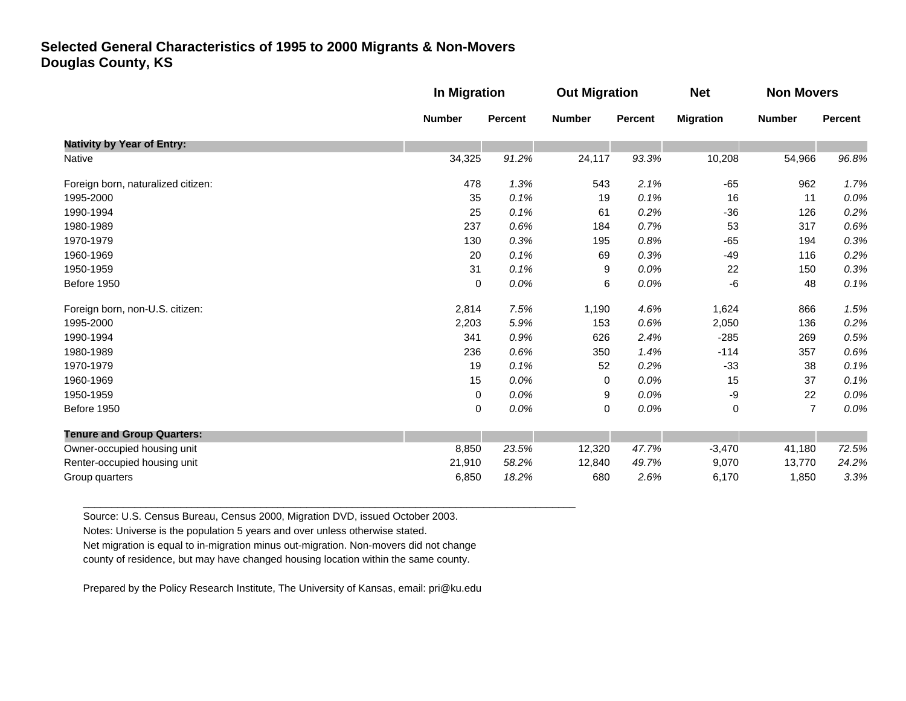**Selected General Characteristics of 1995 to 2000 Migrants & Non-Movers**
**Douglas County, KS**

| | In Migration | | Out Migration | | Net | Non Movers | |
|---|---|---|---|---|---|---|---|
| | Number | Percent | Number | Percent | Migration | Number | Percent |
| **Nativity by Year of Entry:** | | | | | | | |
| Native | 34,325 | *91.2%* | 24,117 | *93.3%* | 10,208 | 54,966 | *96.8%* |
| Foreign born, naturalized citizen: | 478 | *1.3%* | 543 | *2.1%* | -65 | 962 | *1.7%* |
| 1995-2000 | 35 | *0.1%* | 19 | *0.1%* | 16 | 11 | *0.0%* |
| 1990-1994 | 25 | *0.1%* | 61 | *0.2%* | -36 | 126 | *0.2%* |
| 1980-1989 | 237 | *0.6%* | 184 | *0.7%* | 53 | 317 | *0.6%* |
| 1970-1979 | 130 | *0.3%* | 195 | *0.8%* | -65 | 194 | *0.3%* |
| 1960-1969 | 20 | *0.1%* | 69 | *0.3%* | -49 | 116 | *0.2%* |
| 1950-1959 | 31 | *0.1%* | 9 | *0.0%* | 22 | 150 | *0.3%* |
| Before 1950 | 0 | *0.0%* | 6 | *0.0%* | -6 | 48 | *0.1%* |
| Foreign born, non-U.S. citizen: | 2,814 | *7.5%* | 1,190 | *4.6%* | 1,624 | 866 | *1.5%* |
| 1995-2000 | 2,203 | *5.9%* | 153 | *0.6%* | 2,050 | 136 | *0.2%* |
| 1990-1994 | 341 | *0.9%* | 626 | *2.4%* | -285 | 269 | *0.5%* |
| 1980-1989 | 236 | *0.6%* | 350 | *1.4%* | -114 | 357 | *0.6%* |
| 1970-1979 | 19 | *0.1%* | 52 | *0.2%* | -33 | 38 | *0.1%* |
| 1960-1969 | 15 | *0.0%* | 0 | *0.0%* | 15 | 37 | *0.1%* |
| 1950-1959 | 0 | *0.0%* | 9 | *0.0%* | -9 | 22 | *0.0%* |
| Before 1950 | 0 | *0.0%* | 0 | *0.0%* | 0 | 7 | *0.0%* |
| **Tenure and Group Quarters:** | | | | | | | |
| Owner-occupied housing unit | 8,850 | *23.5%* | 12,320 | *47.7%* | -3,470 | 41,180 | *72.5%* |
| Renter-occupied housing unit | 21,910 | *58.2%* | 12,840 | *49.7%* | 9,070 | 13,770 | *24.2%* |
| Group quarters | 6,850 | *18.2%* | 680 | *2.6%* | 6,170 | 1,850 | *3.3%* |

Source: U.S. Census Bureau, Census 2000, Migration DVD, issued October 2003.
Notes: Universe is the population 5 years and over unless otherwise stated.
Net migration is equal to in-migration minus out-migration. Non-movers did not change county of residence, but may have changed housing location within the same county.

Prepared by the Policy Research Institute, The University of Kansas, email: pri@ku.edu